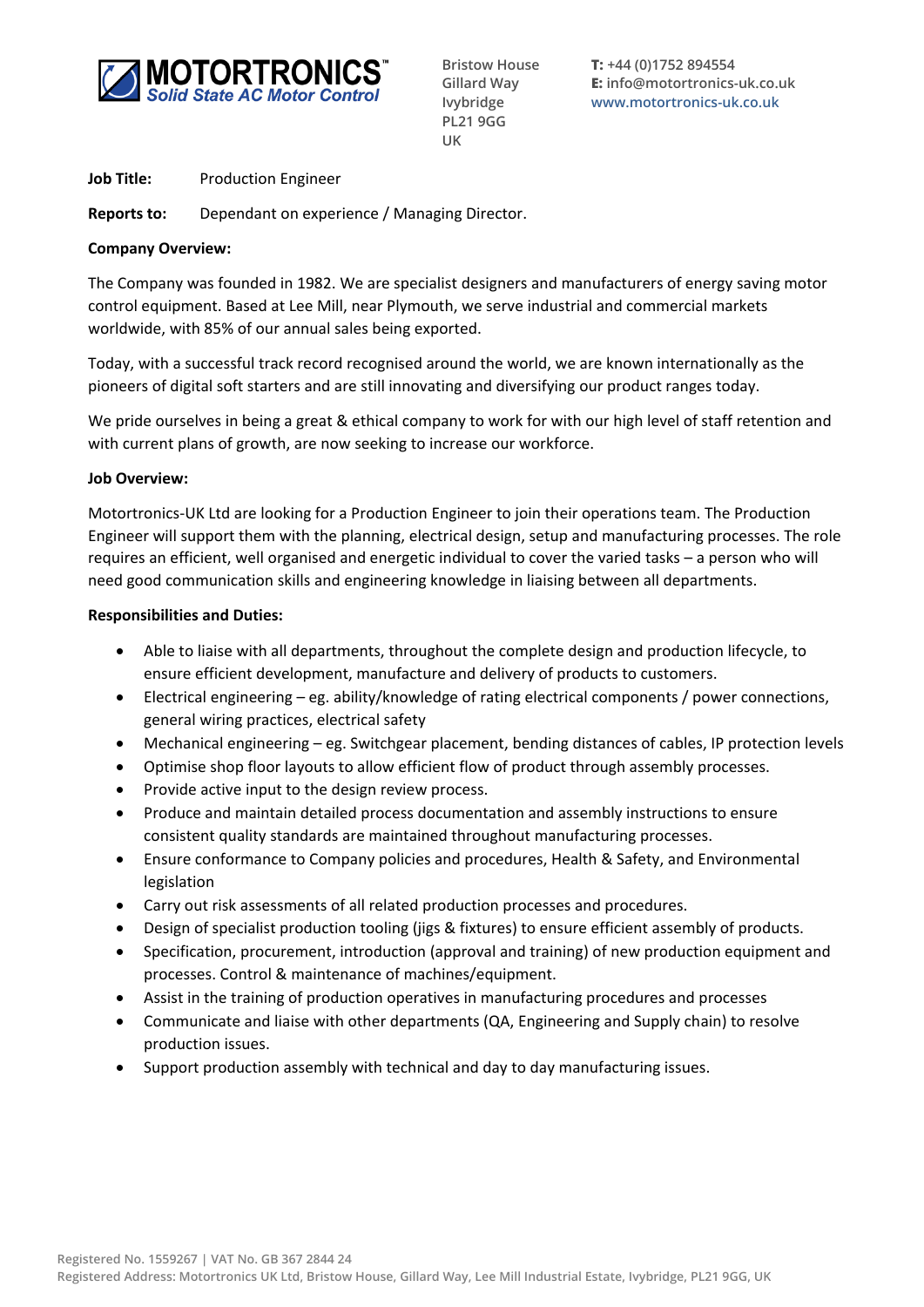**MOTORTRONICS™**
*Solid State AC Motor Control*

Bristow House
Gillard Way
Ivybridge
PL21 9GG
UK

**T:** +44 (0)1752 894554
**E:** info@motortronics-uk.co.uk
www.motortronics-uk.co.uk

**Job Title:** Production Engineer

**Reports to:** Dependant on experience / Managing Director.

**Company Overview:**

The Company was founded in 1982. We are specialist designers and manufacturers of energy saving motor control equipment. Based at Lee Mill, near Plymouth, we serve industrial and commercial markets worldwide, with 85% of our annual sales being exported.

Today, with a successful track record recognised around the world, we are known internationally as the pioneers of digital soft starters and are still innovating and diversifying our product ranges today.

We pride ourselves in being a great & ethical company to work for with our high level of staff retention and with current plans of growth, are now seeking to increase our workforce.

**Job Overview:**

Motortronics-UK Ltd are looking for a Production Engineer to join their operations team. The Production Engineer will support them with the planning, electrical design, setup and manufacturing processes. The role requires an efficient, well organised and energetic individual to cover the varied tasks – a person who will need good communication skills and engineering knowledge in liaising between all departments.

**Responsibilities and Duties:**

- Able to liaise with all departments, throughout the complete design and production lifecycle, to ensure efficient development, manufacture and delivery of products to customers.
- Electrical engineering – eg. ability/knowledge of rating electrical components / power connections, general wiring practices, electrical safety
- Mechanical engineering – eg. Switchgear placement, bending distances of cables, IP protection levels
- Optimise shop floor layouts to allow efficient flow of product through assembly processes.
- Provide active input to the design review process.
- Produce and maintain detailed process documentation and assembly instructions to ensure consistent quality standards are maintained throughout manufacturing processes.
- Ensure conformance to Company policies and procedures, Health & Safety, and Environmental legislation
- Carry out risk assessments of all related production processes and procedures.
- Design of specialist production tooling (jigs & fixtures) to ensure efficient assembly of products.
- Specification, procurement, introduction (approval and training) of new production equipment and processes. Control & maintenance of machines/equipment.
- Assist in the training of production operatives in manufacturing procedures and processes
- Communicate and liaise with other departments (QA, Engineering and Supply chain) to resolve production issues.
- Support production assembly with technical and day to day manufacturing issues.

Registered No. 1559267 | VAT No. GB 367 2844 24
Registered Address: Motortronics UK Ltd, Bristow House, Gillard Way, Lee Mill Industrial Estate, Ivybridge, PL21 9GG, UK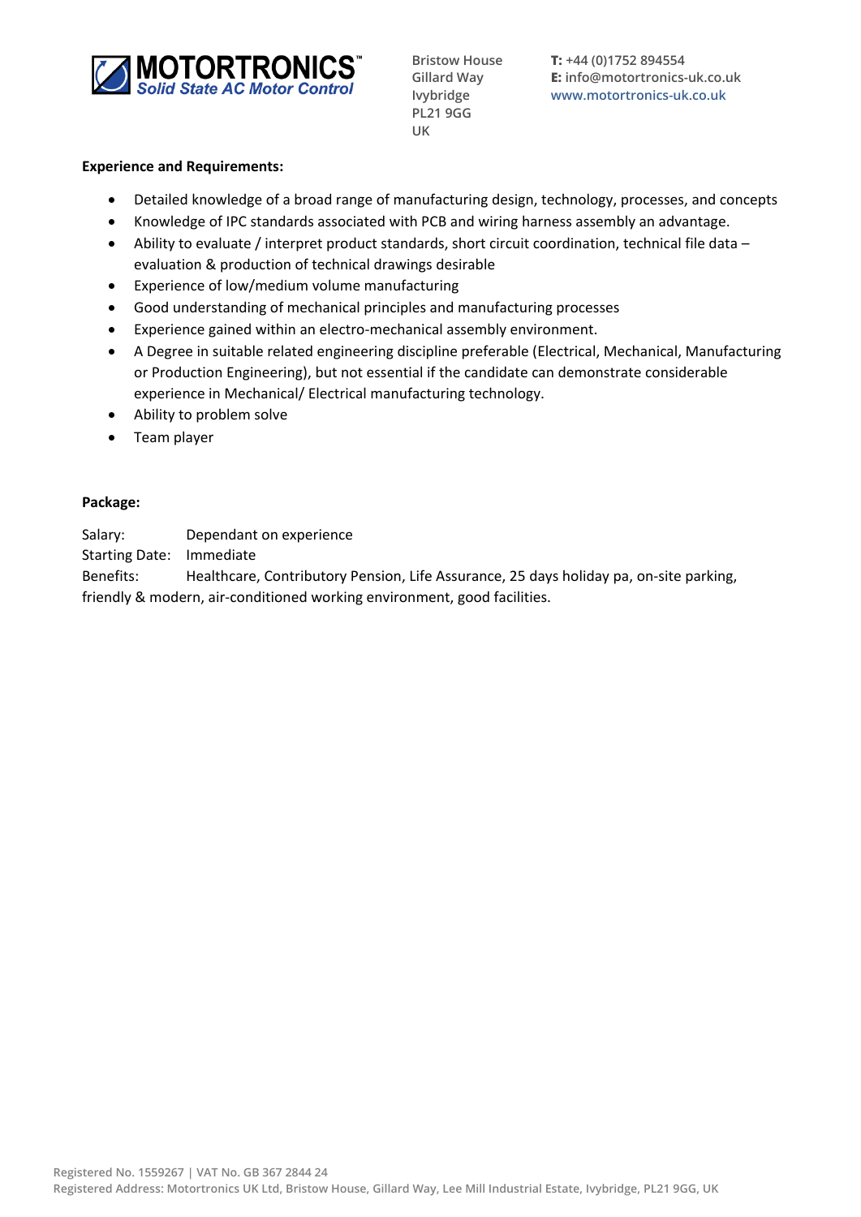**Experience and Requirements:**

- Detailed knowledge of a broad range of manufacturing design, technology, processes, and concepts
- Knowledge of IPC standards associated with PCB and wiring harness assembly an advantage.
- Ability to evaluate / interpret product standards, short circuit coordination, technical file data – evaluation & production of technical drawings desirable
- Experience of low/medium volume manufacturing
- Good understanding of mechanical principles and manufacturing processes
- Experience gained within an electro-mechanical assembly environment.
- A Degree in suitable related engineering discipline preferable (Electrical, Mechanical, Manufacturing or Production Engineering), but not essential if the candidate can demonstrate considerable experience in Mechanical/ Electrical manufacturing technology.
- Ability to problem solve
- Team player

**Package:**

Salary: Dependant on experience
Starting Date: Immediate
Benefits: Healthcare, Contributory Pension, Life Assurance, 25 days holiday pa, on-site parking, friendly & modern, air-conditioned working environment, good facilities.